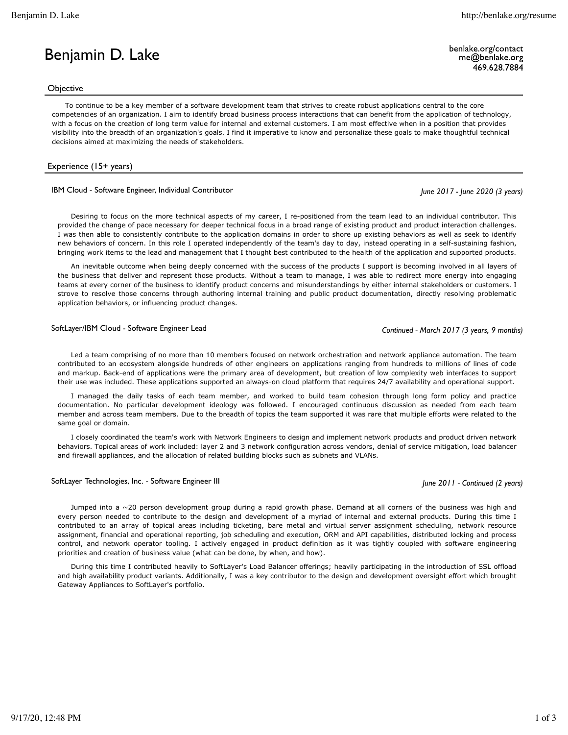# Benjamin D. Lake

benlake.org/contact
me@benlake.org
469.628.7884

## Objective

To continue to be a key member of a software development team that strives to create robust applications central to the core competencies of an organization. I aim to identify broad business process interactions that can benefit from the application of technology, with a focus on the creation of long term value for internal and external customers. I am most effective when in a position that provides visibility into the breadth of an organization's goals. I find it imperative to know and personalize these goals to make thoughtful technical decisions aimed at maximizing the needs of stakeholders.

## Experience (15+ years)

### IBM Cloud - Software Engineer, Individual Contributor

*June 2017 - June 2020 (3 years)*

Desiring to focus on the more technical aspects of my career, I re-positioned from the team lead to an individual contributor. This provided the change of pace necessary for deeper technical focus in a broad range of existing product and product interaction challenges. I was then able to consistently contribute to the application domains in order to shore up existing behaviors as well as seek to identify new behaviors of concern. In this role I operated independently of the team's day to day, instead operating in a self-sustaining fashion, bringing work items to the lead and management that I thought best contributed to the health of the application and supported products.

An inevitable outcome when being deeply concerned with the success of the products I support is becoming involved in all layers of the business that deliver and represent those products. Without a team to manage, I was able to redirect more energy into engaging teams at every corner of the business to identify product concerns and misunderstandings by either internal stakeholders or customers. I strove to resolve those concerns through authoring internal training and public product documentation, directly resolving problematic application behaviors, or influencing product changes.

### SoftLayer/IBM Cloud - Software Engineer Lead

*Continued - March 2017 (3 years, 9 months)*

Led a team comprising of no more than 10 members focused on network orchestration and network appliance automation. The team contributed to an ecosystem alongside hundreds of other engineers on applications ranging from hundreds to millions of lines of code and markup. Back-end of applications were the primary area of development, but creation of low complexity web interfaces to support their use was included. These applications supported an always-on cloud platform that requires 24/7 availability and operational support.

I managed the daily tasks of each team member, and worked to build team cohesion through long form policy and practice documentation. No particular development ideology was followed. I encouraged continuous discussion as needed from each team member and across team members. Due to the breadth of topics the team supported it was rare that multiple efforts were related to the same goal or domain.

I closely coordinated the team's work with Network Engineers to design and implement network products and product driven network behaviors. Topical areas of work included: layer 2 and 3 network configuration across vendors, denial of service mitigation, load balancer and firewall appliances, and the allocation of related building blocks such as subnets and VLANs.

### SoftLayer Technologies, Inc. - Software Engineer III

*June 2011 - Continued (2 years)*

Jumped into a ~20 person development group during a rapid growth phase. Demand at all corners of the business was high and every person needed to contribute to the design and development of a myriad of internal and external products. During this time I contributed to an array of topical areas including ticketing, bare metal and virtual server assignment scheduling, network resource assignment, financial and operational reporting, job scheduling and execution, ORM and API capabilities, distributed locking and process control, and network operator tooling. I actively engaged in product definition as it was tightly coupled with software engineering priorities and creation of business value (what can be done, by when, and how).

During this time I contributed heavily to SoftLayer's Load Balancer offerings; heavily participating in the introduction of SSL offload and high availability product variants. Additionally, I was a key contributor to the design and development oversight effort which brought Gateway Appliances to SoftLayer's portfolio.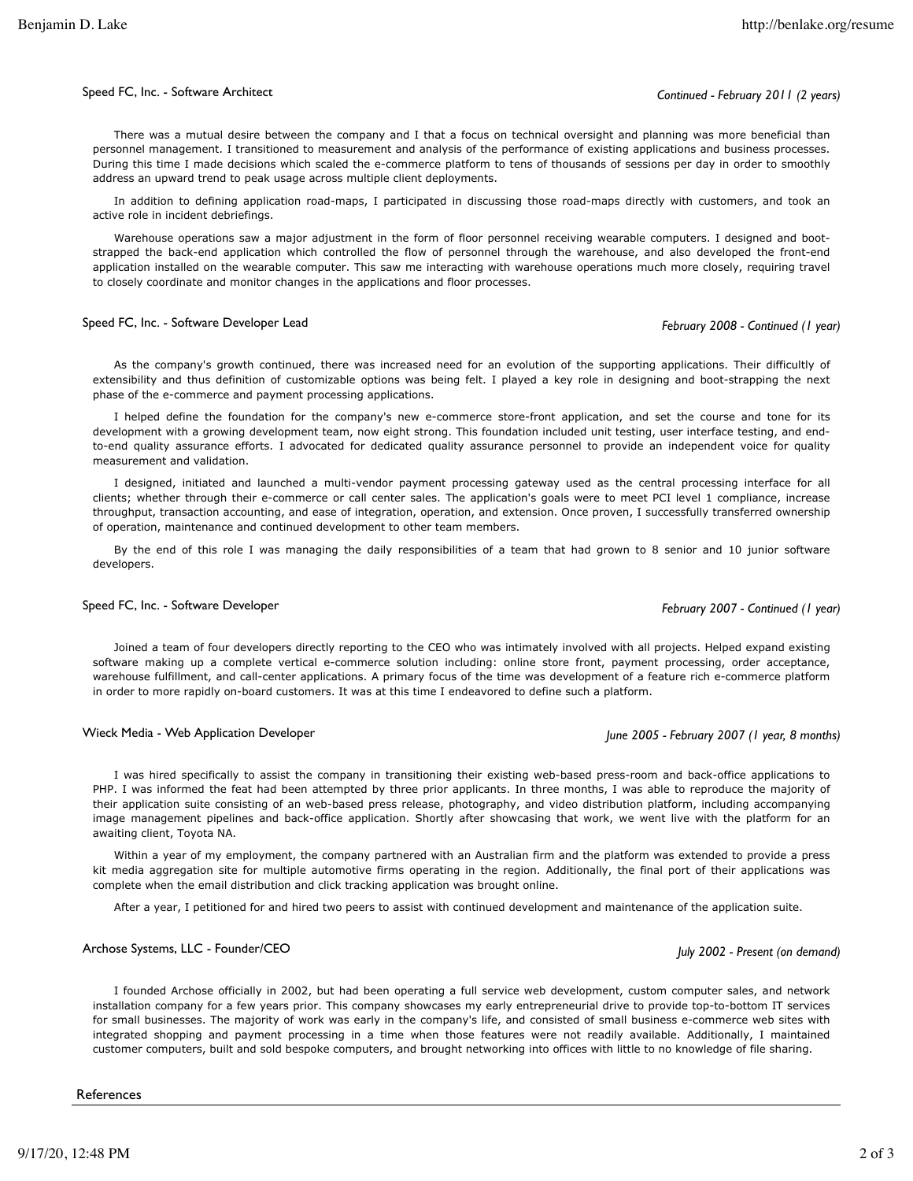### Speed FC, Inc. - Software Architect

*Continued - February 2011 (2 years)*

There was a mutual desire between the company and I that a focus on technical oversight and planning was more beneficial than personnel management. I transitioned to measurement and analysis of the performance of existing applications and business processes. During this time I made decisions which scaled the e-commerce platform to tens of thousands of sessions per day in order to smoothly address an upward trend to peak usage across multiple client deployments.

In addition to defining application road-maps, I participated in discussing those road-maps directly with customers, and took an active role in incident debriefings.

Warehouse operations saw a major adjustment in the form of floor personnel receiving wearable computers. I designed and boot-strapped the back-end application which controlled the flow of personnel through the warehouse, and also developed the front-end application installed on the wearable computer. This saw me interacting with warehouse operations much more closely, requiring travel to closely coordinate and monitor changes in the applications and floor processes.

### Speed FC, Inc. - Software Developer Lead

*February 2008 - Continued (1 year)*

As the company's growth continued, there was increased need for an evolution of the supporting applications. Their difficultly of extensibility and thus definition of customizable options was being felt. I played a key role in designing and boot-strapping the next phase of the e-commerce and payment processing applications.

I helped define the foundation for the company's new e-commerce store-front application, and set the course and tone for its development with a growing development team, now eight strong. This foundation included unit testing, user interface testing, and end-to-end quality assurance efforts. I advocated for dedicated quality assurance personnel to provide an independent voice for quality measurement and validation.

I designed, initiated and launched a multi-vendor payment processing gateway used as the central processing interface for all clients; whether through their e-commerce or call center sales. The application's goals were to meet PCI level 1 compliance, increase throughput, transaction accounting, and ease of integration, operation, and extension. Once proven, I successfully transferred ownership of operation, maintenance and continued development to other team members.

By the end of this role I was managing the daily responsibilities of a team that had grown to 8 senior and 10 junior software developers.

### Speed FC, Inc. - Software Developer

*February 2007 - Continued (1 year)*

Joined a team of four developers directly reporting to the CEO who was intimately involved with all projects. Helped expand existing software making up a complete vertical e-commerce solution including: online store front, payment processing, order acceptance, warehouse fulfillment, and call-center applications. A primary focus of the time was development of a feature rich e-commerce platform in order to more rapidly on-board customers. It was at this time I endeavored to define such a platform.

### Wieck Media - Web Application Developer

*June 2005 - February 2007 (1 year, 8 months)*

I was hired specifically to assist the company in transitioning their existing web-based press-room and back-office applications to PHP. I was informed the feat had been attempted by three prior applicants. In three months, I was able to reproduce the majority of their application suite consisting of an web-based press release, photography, and video distribution platform, including accompanying image management pipelines and back-office application. Shortly after showcasing that work, we went live with the platform for an awaiting client, Toyota NA.

Within a year of my employment, the company partnered with an Australian firm and the platform was extended to provide a press kit media aggregation site for multiple automotive firms operating in the region. Additionally, the final port of their applications was complete when the email distribution and click tracking application was brought online.

After a year, I petitioned for and hired two peers to assist with continued development and maintenance of the application suite.

### Archose Systems, LLC - Founder/CEO

*July 2002 - Present (on demand)*

I founded Archose officially in 2002, but had been operating a full service web development, custom computer sales, and network installation company for a few years prior. This company showcases my early entrepreneurial drive to provide top-to-bottom IT services for small businesses. The majority of work was early in the company's life, and consisted of small business e-commerce web sites with integrated shopping and payment processing in a time when those features were not readily available. Additionally, I maintained customer computers, built and sold bespoke computers, and brought networking into offices with little to no knowledge of file sharing.

## References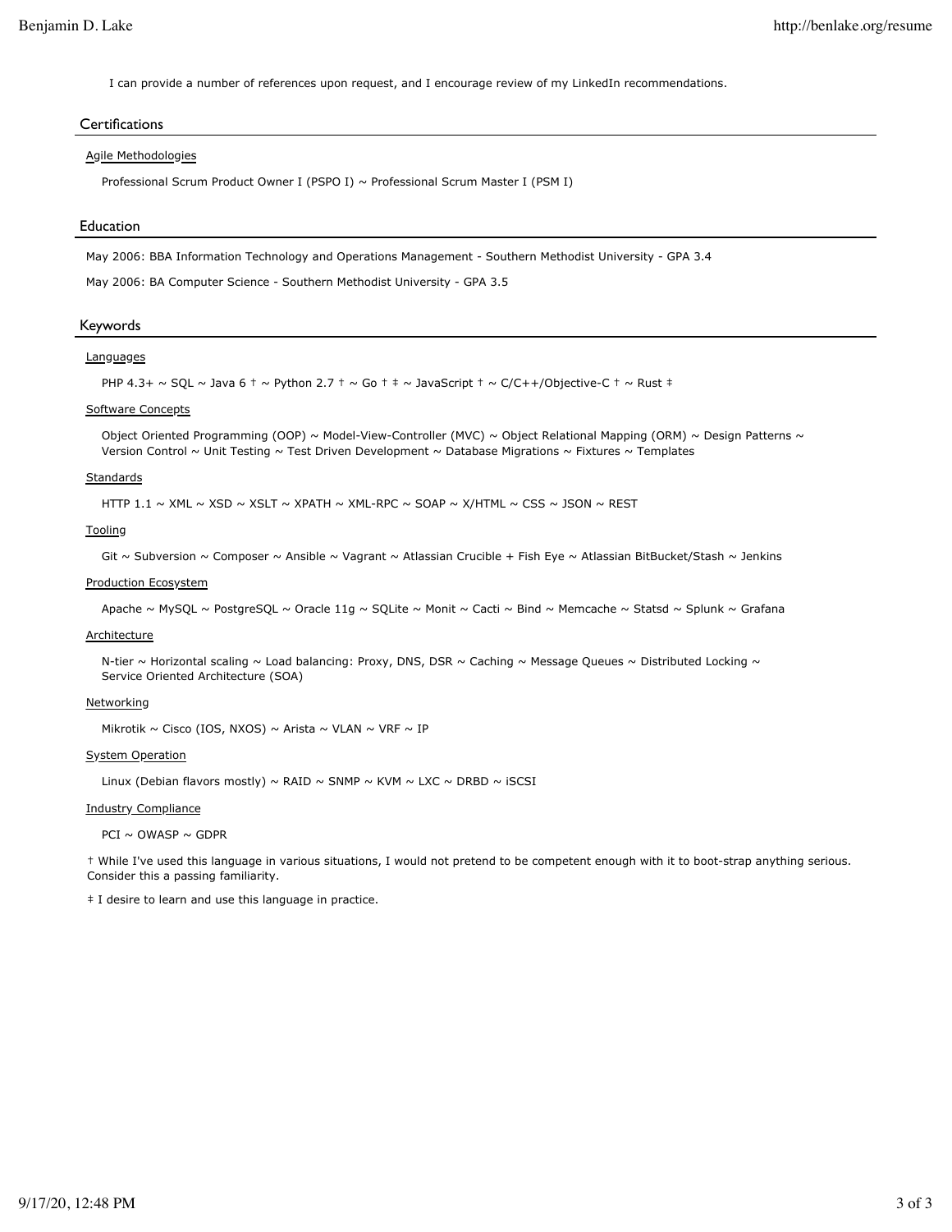I can provide a number of references upon request, and I encourage review of my LinkedIn recommendations.

## Certifications

### Agile Methodologies

Professional Scrum Product Owner I (PSPO I) ~ Professional Scrum Master I (PSM I)

## Education

May 2006: BBA Information Technology and Operations Management - Southern Methodist University - GPA 3.4

May 2006: BA Computer Science - Southern Methodist University - GPA 3.5

## Keywords

### Languages

PHP 4.3+ ~ SQL ~ Java 6 † ~ Python 2.7 † ~ Go † ‡ ~ JavaScript † ~ C/C++/Objective-C † ~ Rust ‡

### Software Concepts

Object Oriented Programming (OOP) ~ Model-View-Controller (MVC) ~ Object Relational Mapping (ORM) ~ Design Patterns ~ Version Control ~ Unit Testing ~ Test Driven Development ~ Database Migrations ~ Fixtures ~ Templates

### Standards

HTTP 1.1 ~ XML ~ XSD ~ XSLT ~ XPATH ~ XML-RPC ~ SOAP ~ X/HTML ~ CSS ~ JSON ~ REST

### Tooling

Git ~ Subversion ~ Composer ~ Ansible ~ Vagrant ~ Atlassian Crucible + Fish Eye ~ Atlassian BitBucket/Stash ~ Jenkins

### Production Ecosystem

Apache ~ MySQL ~ PostgreSQL ~ Oracle 11g ~ SQLite ~ Monit ~ Cacti ~ Bind ~ Memcache ~ Statsd ~ Splunk ~ Grafana

### Architecture

N-tier ~ Horizontal scaling ~ Load balancing: Proxy, DNS, DSR ~ Caching ~ Message Queues ~ Distributed Locking ~ Service Oriented Architecture (SOA)

### Networking

Mikrotik ~ Cisco (IOS, NXOS) ~ Arista ~ VLAN ~ VRF ~ IP

### System Operation

Linux (Debian flavors mostly) ~ RAID ~ SNMP ~ KVM ~ LXC ~ DRBD ~ iSCSI

### Industry Compliance

PCI ~ OWASP ~ GDPR

† While I've used this language in various situations, I would not pretend to be competent enough with it to boot-strap anything serious. Consider this a passing familiarity.

‡ I desire to learn and use this language in practice.